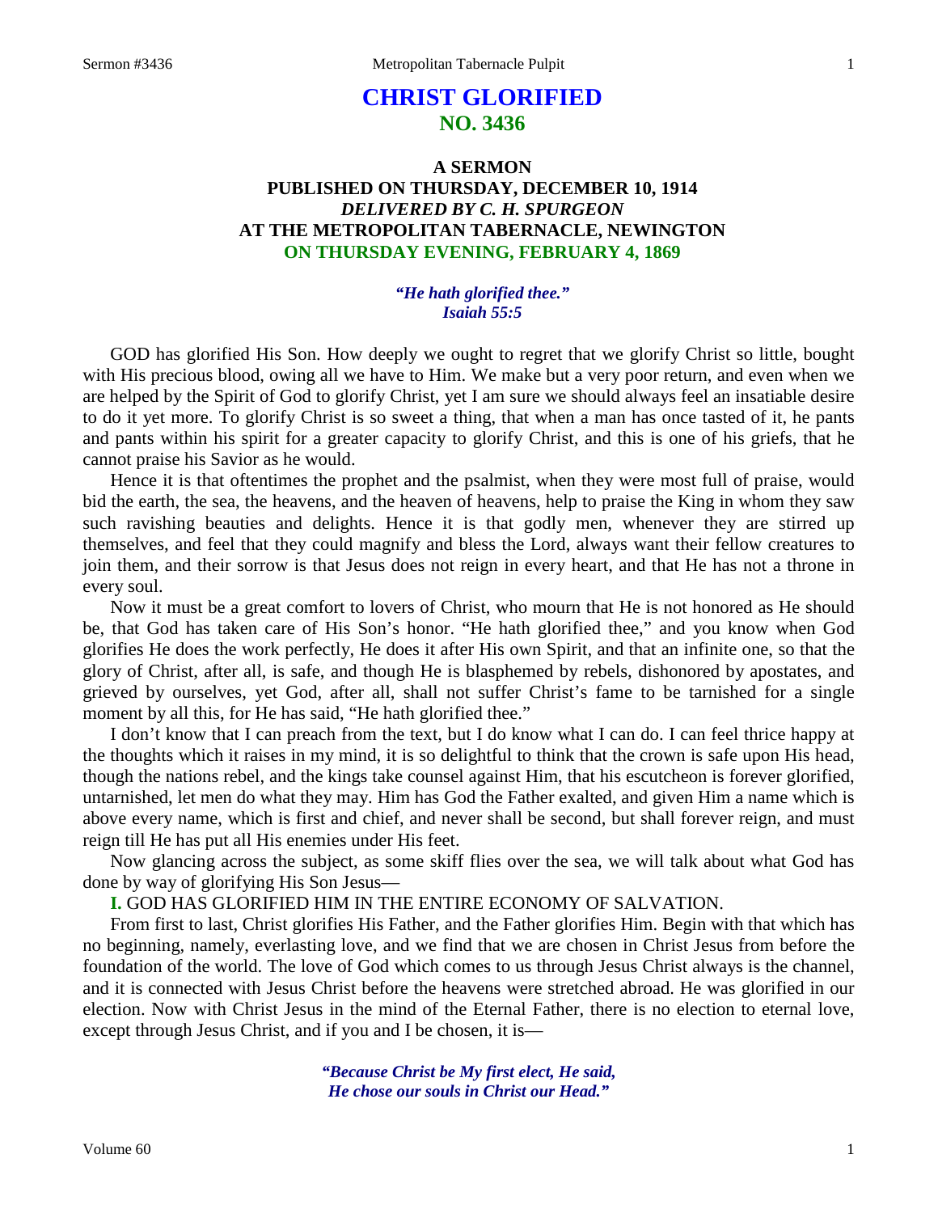# CHRIST GLORIFIED
## NO. 3436

### A SERMON
### PUBLISHED ON THURSDAY, DECEMBER 10, 1914
### *DELIVERED BY C. H. SPURGEON*
### AT THE METROPOLITAN TABERNACLE, NEWINGTON
### ON THURSDAY EVENING, FEBRUARY 4, 1869

*"He hath glorified thee."*
*Isaiah 55:5*

GOD has glorified His Son. How deeply we ought to regret that we glorify Christ so little, bought with His precious blood, owing all we have to Him. We make but a very poor return, and even when we are helped by the Spirit of God to glorify Christ, yet I am sure we should always feel an insatiable desire to do it yet more. To glorify Christ is so sweet a thing, that when a man has once tasted of it, he pants and pants within his spirit for a greater capacity to glorify Christ, and this is one of his griefs, that he cannot praise his Savior as he would.

Hence it is that oftentimes the prophet and the psalmist, when they were most full of praise, would bid the earth, the sea, the heavens, and the heaven of heavens, help to praise the King in whom they saw such ravishing beauties and delights. Hence it is that godly men, whenever they are stirred up themselves, and feel that they could magnify and bless the Lord, always want their fellow creatures to join them, and their sorrow is that Jesus does not reign in every heart, and that He has not a throne in every soul.

Now it must be a great comfort to lovers of Christ, who mourn that He is not honored as He should be, that God has taken care of His Son's honor. "He hath glorified thee," and you know when God glorifies He does the work perfectly, He does it after His own Spirit, and that an infinite one, so that the glory of Christ, after all, is safe, and though He is blasphemed by rebels, dishonored by apostates, and grieved by ourselves, yet God, after all, shall not suffer Christ's fame to be tarnished for a single moment by all this, for He has said, "He hath glorified thee."

I don't know that I can preach from the text, but I do know what I can do. I can feel thrice happy at the thoughts which it raises in my mind, it is so delightful to think that the crown is safe upon His head, though the nations rebel, and the kings take counsel against Him, that his escutcheon is forever glorified, untarnished, let men do what they may. Him has God the Father exalted, and given Him a name which is above every name, which is first and chief, and never shall be second, but shall forever reign, and must reign till He has put all His enemies under His feet.

Now glancing across the subject, as some skiff flies over the sea, we will talk about what God has done by way of glorifying His Son Jesus—

**I.** GOD HAS GLORIFIED HIM IN THE ENTIRE ECONOMY OF SALVATION.

From first to last, Christ glorifies His Father, and the Father glorifies Him. Begin with that which has no beginning, namely, everlasting love, and we find that we are chosen in Christ Jesus from before the foundation of the world. The love of God which comes to us through Jesus Christ always is the channel, and it is connected with Jesus Christ before the heavens were stretched abroad. He was glorified in our election. Now with Christ Jesus in the mind of the Eternal Father, there is no election to eternal love, except through Jesus Christ, and if you and I be chosen, it is—

*"Because Christ be My first elect, He said,*
*He chose our souls in Christ our Head."*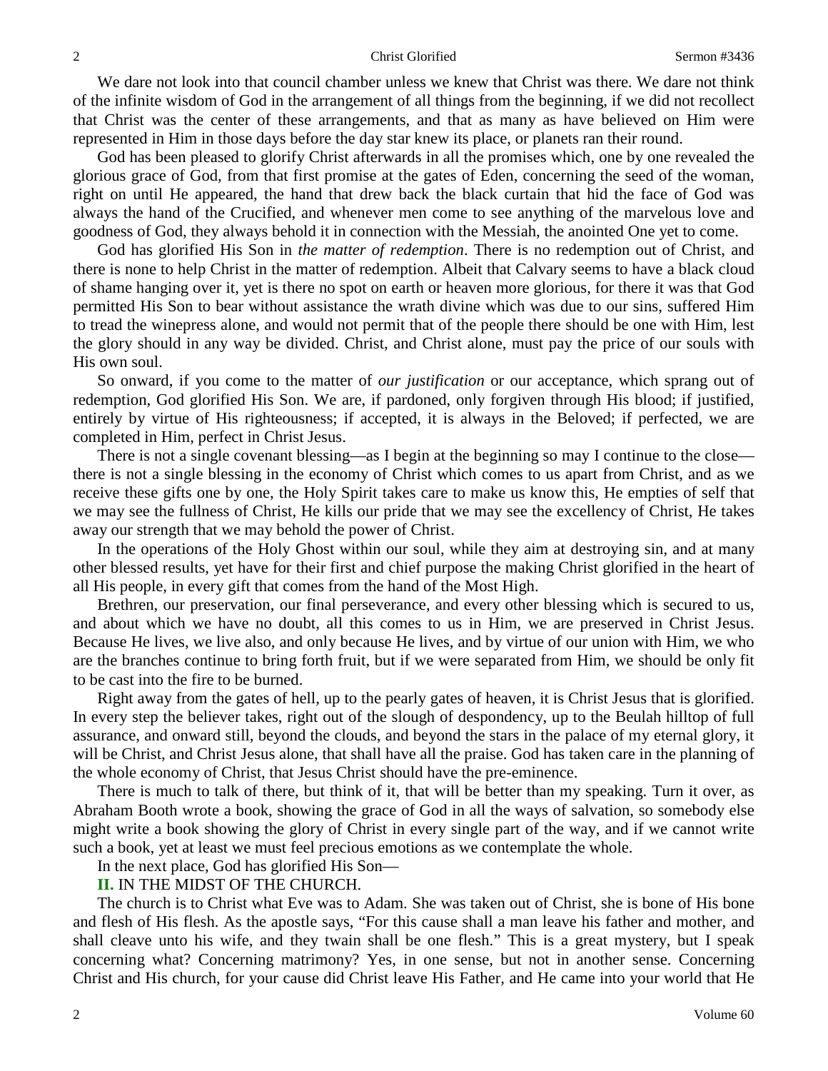We dare not look into that council chamber unless we knew that Christ was there. We dare not think of the infinite wisdom of God in the arrangement of all things from the beginning, if we did not recollect that Christ was the center of these arrangements, and that as many as have believed on Him were represented in Him in those days before the day star knew its place, or planets ran their round.

God has been pleased to glorify Christ afterwards in all the promises which, one by one revealed the glorious grace of God, from that first promise at the gates of Eden, concerning the seed of the woman, right on until He appeared, the hand that drew back the black curtain that hid the face of God was always the hand of the Crucified, and whenever men come to see anything of the marvelous love and goodness of God, they always behold it in connection with the Messiah, the anointed One yet to come.

God has glorified His Son in *the matter of redemption*. There is no redemption out of Christ, and there is none to help Christ in the matter of redemption. Albeit that Calvary seems to have a black cloud of shame hanging over it, yet is there no spot on earth or heaven more glorious, for there it was that God permitted His Son to bear without assistance the wrath divine which was due to our sins, suffered Him to tread the winepress alone, and would not permit that of the people there should be one with Him, lest the glory should in any way be divided. Christ, and Christ alone, must pay the price of our souls with His own soul.

So onward, if you come to the matter of *our justification* or our acceptance, which sprang out of redemption, God glorified His Son. We are, if pardoned, only forgiven through His blood; if justified, entirely by virtue of His righteousness; if accepted, it is always in the Beloved; if perfected, we are completed in Him, perfect in Christ Jesus.

There is not a single covenant blessing—as I begin at the beginning so may I continue to the close—there is not a single blessing in the economy of Christ which comes to us apart from Christ, and as we receive these gifts one by one, the Holy Spirit takes care to make us know this, He empties of self that we may see the fullness of Christ, He kills our pride that we may see the excellency of Christ, He takes away our strength that we may behold the power of Christ.

In the operations of the Holy Ghost within our soul, while they aim at destroying sin, and at many other blessed results, yet have for their first and chief purpose the making Christ glorified in the heart of all His people, in every gift that comes from the hand of the Most High.

Brethren, our preservation, our final perseverance, and every other blessing which is secured to us, and about which we have no doubt, all this comes to us in Him, we are preserved in Christ Jesus. Because He lives, we live also, and only because He lives, and by virtue of our union with Him, we who are the branches continue to bring forth fruit, but if we were separated from Him, we should be only fit to be cast into the fire to be burned.

Right away from the gates of hell, up to the pearly gates of heaven, it is Christ Jesus that is glorified. In every step the believer takes, right out of the slough of despondency, up to the Beulah hilltop of full assurance, and onward still, beyond the clouds, and beyond the stars in the palace of my eternal glory, it will be Christ, and Christ Jesus alone, that shall have all the praise. God has taken care in the planning of the whole economy of Christ, that Jesus Christ should have the pre-eminence.

There is much to talk of there, but think of it, that will be better than my speaking. Turn it over, as Abraham Booth wrote a book, showing the grace of God in all the ways of salvation, so somebody else might write a book showing the glory of Christ in every single part of the way, and if we cannot write such a book, yet at least we must feel precious emotions as we contemplate the whole.

In the next place, God has glorified His Son—

**II.** IN THE MIDST OF THE CHURCH.

The church is to Christ what Eve was to Adam. She was taken out of Christ, she is bone of His bone and flesh of His flesh. As the apostle says, "For this cause shall a man leave his father and mother, and shall cleave unto his wife, and they twain shall be one flesh." This is a great mystery, but I speak concerning what? Concerning matrimony? Yes, in one sense, but not in another sense. Concerning Christ and His church, for your cause did Christ leave His Father, and He came into your world that He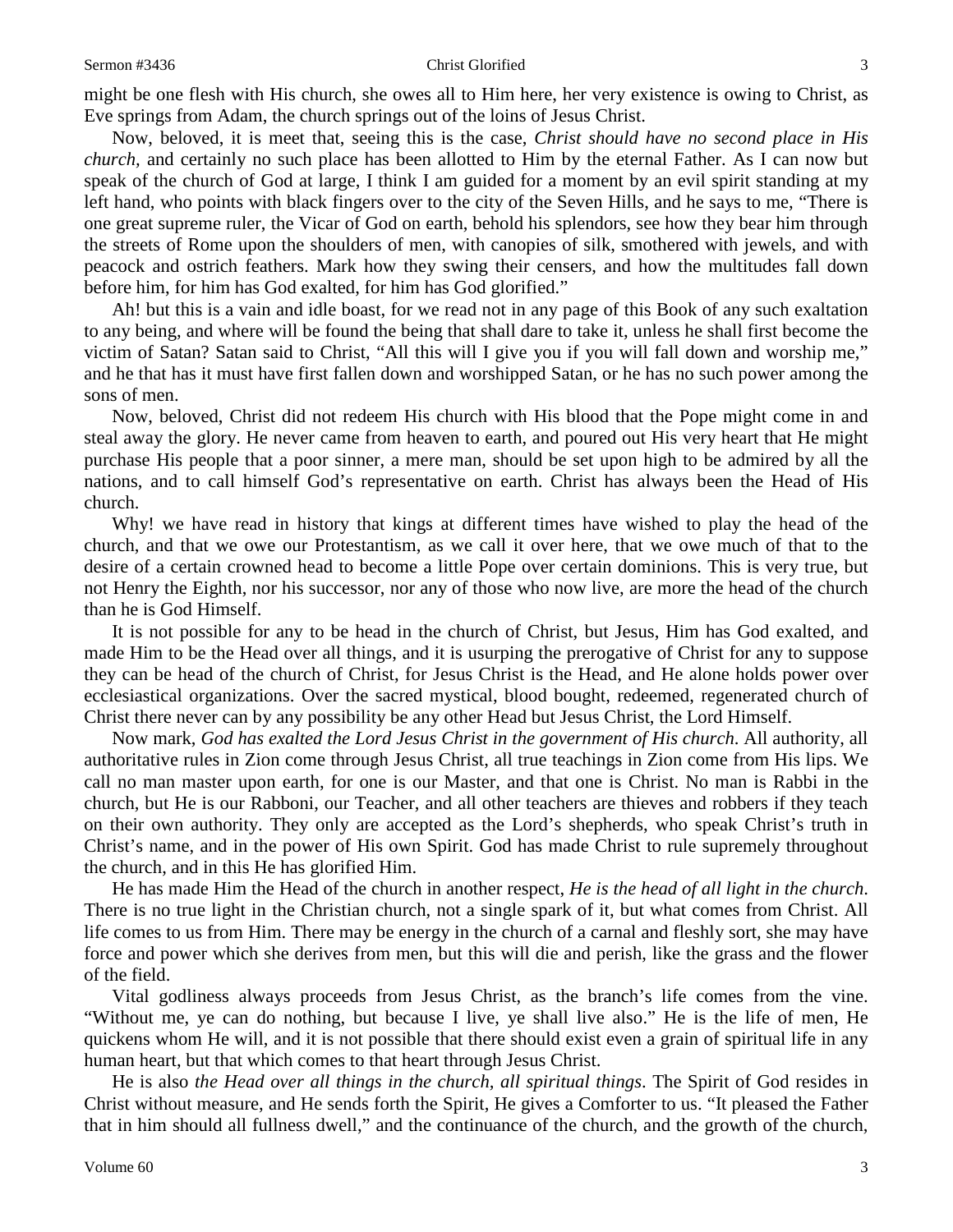might be one flesh with His church, she owes all to Him here, her very existence is owing to Christ, as Eve springs from Adam, the church springs out of the loins of Jesus Christ.

Now, beloved, it is meet that, seeing this is the case, *Christ should have no second place in His church,* and certainly no such place has been allotted to Him by the eternal Father. As I can now but speak of the church of God at large, I think I am guided for a moment by an evil spirit standing at my left hand, who points with black fingers over to the city of the Seven Hills, and he says to me, "There is one great supreme ruler, the Vicar of God on earth, behold his splendors, see how they bear him through the streets of Rome upon the shoulders of men, with canopies of silk, smothered with jewels, and with peacock and ostrich feathers. Mark how they swing their censers, and how the multitudes fall down before him, for him has God exalted, for him has God glorified."

Ah! but this is a vain and idle boast, for we read not in any page of this Book of any such exaltation to any being, and where will be found the being that shall dare to take it, unless he shall first become the victim of Satan? Satan said to Christ, "All this will I give you if you will fall down and worship me," and he that has it must have first fallen down and worshipped Satan, or he has no such power among the sons of men.

Now, beloved, Christ did not redeem His church with His blood that the Pope might come in and steal away the glory. He never came from heaven to earth, and poured out His very heart that He might purchase His people that a poor sinner, a mere man, should be set upon high to be admired by all the nations, and to call himself God's representative on earth. Christ has always been the Head of His church.

Why! we have read in history that kings at different times have wished to play the head of the church, and that we owe our Protestantism, as we call it over here, that we owe much of that to the desire of a certain crowned head to become a little Pope over certain dominions. This is very true, but not Henry the Eighth, nor his successor, nor any of those who now live, are more the head of the church than he is God Himself.

It is not possible for any to be head in the church of Christ, but Jesus, Him has God exalted, and made Him to be the Head over all things, and it is usurping the prerogative of Christ for any to suppose they can be head of the church of Christ, for Jesus Christ is the Head, and He alone holds power over ecclesiastical organizations. Over the sacred mystical, blood bought, redeemed, regenerated church of Christ there never can by any possibility be any other Head but Jesus Christ, the Lord Himself.

Now mark, *God has exalted the Lord Jesus Christ in the government of His church*. All authority, all authoritative rules in Zion come through Jesus Christ, all true teachings in Zion come from His lips. We call no man master upon earth, for one is our Master, and that one is Christ. No man is Rabbi in the church, but He is our Rabboni, our Teacher, and all other teachers are thieves and robbers if they teach on their own authority. They only are accepted as the Lord's shepherds, who speak Christ's truth in Christ's name, and in the power of His own Spirit. God has made Christ to rule supremely throughout the church, and in this He has glorified Him.

He has made Him the Head of the church in another respect, *He is the head of all light in the church*. There is no true light in the Christian church, not a single spark of it, but what comes from Christ. All life comes to us from Him. There may be energy in the church of a carnal and fleshly sort, she may have force and power which she derives from men, but this will die and perish, like the grass and the flower of the field.

Vital godliness always proceeds from Jesus Christ, as the branch's life comes from the vine. "Without me, ye can do nothing, but because I live, ye shall live also." He is the life of men, He quickens whom He will, and it is not possible that there should exist even a grain of spiritual life in any human heart, but that which comes to that heart through Jesus Christ.

He is also *the Head over all things in the church, all spiritual things*. The Spirit of God resides in Christ without measure, and He sends forth the Spirit, He gives a Comforter to us. "It pleased the Father that in him should all fullness dwell," and the continuance of the church, and the growth of the church,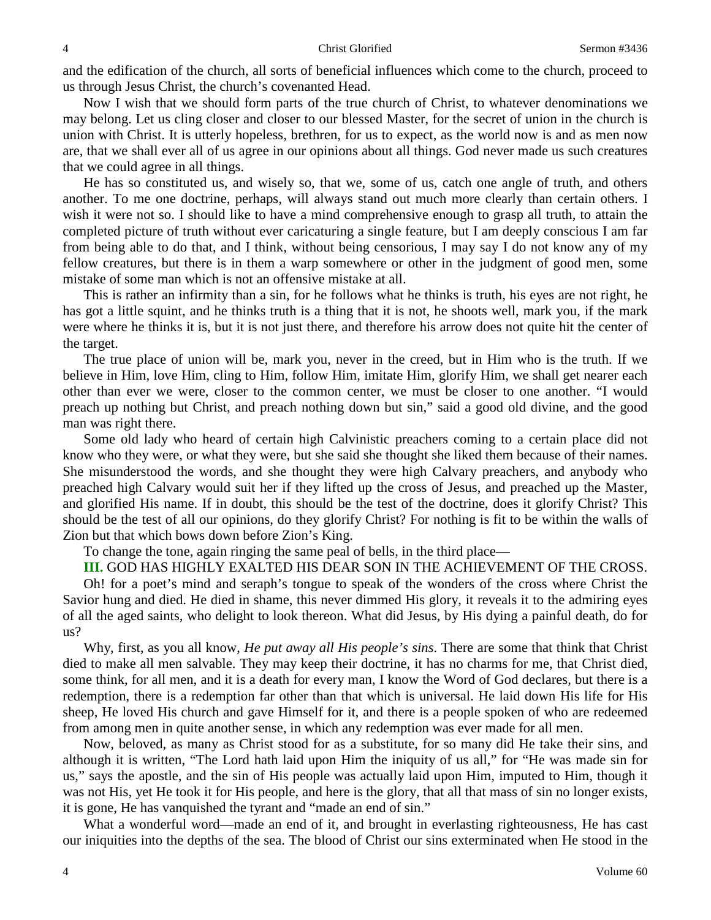and the edification of the church, all sorts of beneficial influences which come to the church, proceed to us through Jesus Christ, the church's covenanted Head.

Now I wish that we should form parts of the true church of Christ, to whatever denominations we may belong. Let us cling closer and closer to our blessed Master, for the secret of union in the church is union with Christ. It is utterly hopeless, brethren, for us to expect, as the world now is and as men now are, that we shall ever all of us agree in our opinions about all things. God never made us such creatures that we could agree in all things.

He has so constituted us, and wisely so, that we, some of us, catch one angle of truth, and others another. To me one doctrine, perhaps, will always stand out much more clearly than certain others. I wish it were not so. I should like to have a mind comprehensive enough to grasp all truth, to attain the completed picture of truth without ever caricaturing a single feature, but I am deeply conscious I am far from being able to do that, and I think, without being censorious, I may say I do not know any of my fellow creatures, but there is in them a warp somewhere or other in the judgment of good men, some mistake of some man which is not an offensive mistake at all.

This is rather an infirmity than a sin, for he follows what he thinks is truth, his eyes are not right, he has got a little squint, and he thinks truth is a thing that it is not, he shoots well, mark you, if the mark were where he thinks it is, but it is not just there, and therefore his arrow does not quite hit the center of the target.

The true place of union will be, mark you, never in the creed, but in Him who is the truth. If we believe in Him, love Him, cling to Him, follow Him, imitate Him, glorify Him, we shall get nearer each other than ever we were, closer to the common center, we must be closer to one another. "I would preach up nothing but Christ, and preach nothing down but sin," said a good old divine, and the good man was right there.

Some old lady who heard of certain high Calvinistic preachers coming to a certain place did not know who they were, or what they were, but she said she thought she liked them because of their names. She misunderstood the words, and she thought they were high Calvary preachers, and anybody who preached high Calvary would suit her if they lifted up the cross of Jesus, and preached up the Master, and glorified His name. If in doubt, this should be the test of the doctrine, does it glorify Christ? This should be the test of all our opinions, do they glorify Christ? For nothing is fit to be within the walls of Zion but that which bows down before Zion's King.

To change the tone, again ringing the same peal of bells, in the third place—

**III.** GOD HAS HIGHLY EXALTED HIS DEAR SON IN THE ACHIEVEMENT OF THE CROSS.

Oh! for a poet's mind and seraph's tongue to speak of the wonders of the cross where Christ the Savior hung and died. He died in shame, this never dimmed His glory, it reveals it to the admiring eyes of all the aged saints, who delight to look thereon. What did Jesus, by His dying a painful death, do for us?

Why, first, as you all know, *He put away all His people's sins*. There are some that think that Christ died to make all men salvable. They may keep their doctrine, it has no charms for me, that Christ died, some think, for all men, and it is a death for every man, I know the Word of God declares, but there is a redemption, there is a redemption far other than that which is universal. He laid down His life for His sheep, He loved His church and gave Himself for it, and there is a people spoken of who are redeemed from among men in quite another sense, in which any redemption was ever made for all men.

Now, beloved, as many as Christ stood for as a substitute, for so many did He take their sins, and although it is written, "The Lord hath laid upon Him the iniquity of us all," for "He was made sin for us," says the apostle, and the sin of His people was actually laid upon Him, imputed to Him, though it was not His, yet He took it for His people, and here is the glory, that all that mass of sin no longer exists, it is gone, He has vanquished the tyrant and "made an end of sin."

What a wonderful word—made an end of it, and brought in everlasting righteousness, He has cast our iniquities into the depths of the sea. The blood of Christ our sins exterminated when He stood in the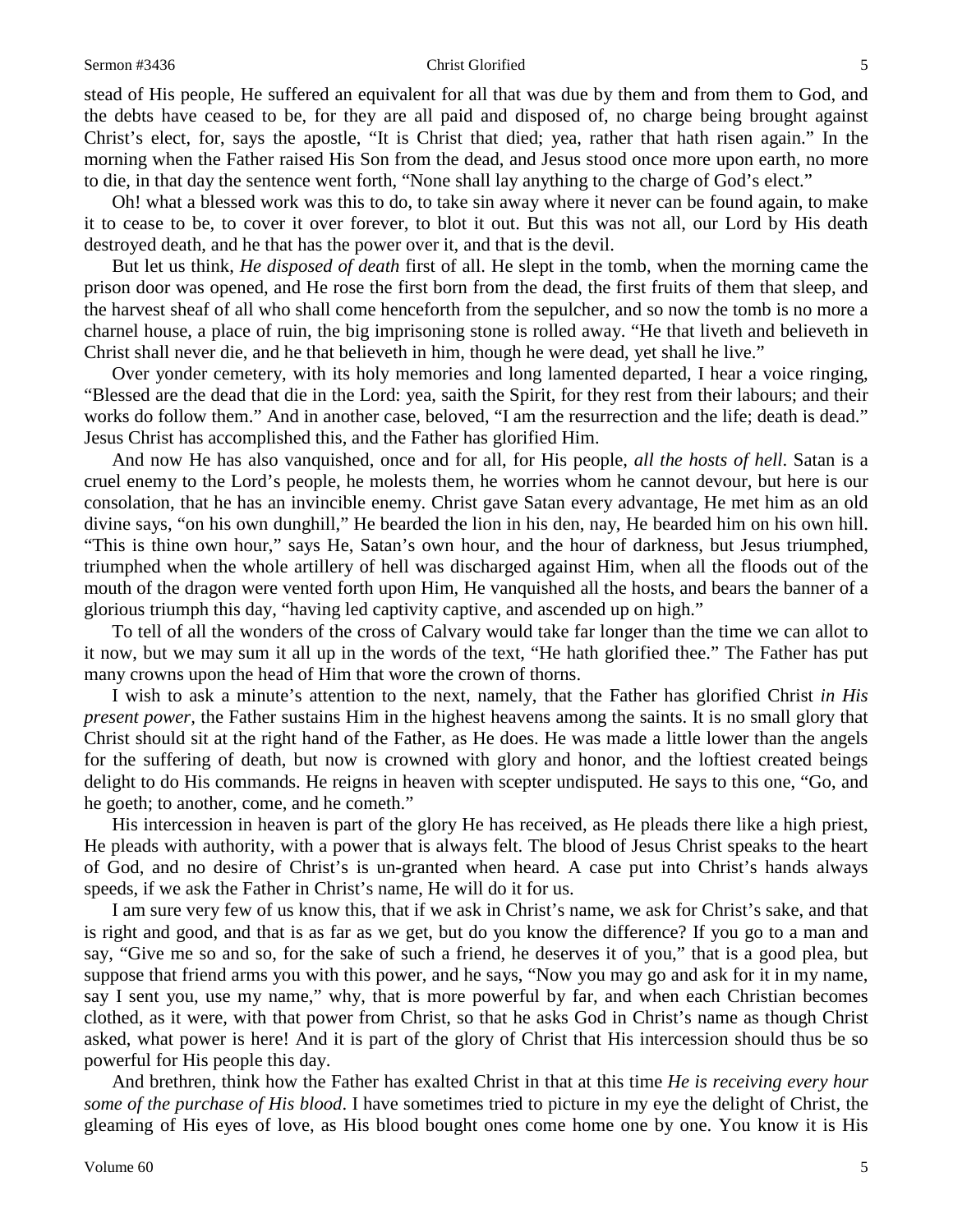stead of His people, He suffered an equivalent for all that was due by them and from them to God, and the debts have ceased to be, for they are all paid and disposed of, no charge being brought against Christ's elect, for, says the apostle, "It is Christ that died; yea, rather that hath risen again." In the morning when the Father raised His Son from the dead, and Jesus stood once more upon earth, no more to die, in that day the sentence went forth, "None shall lay anything to the charge of God's elect."

Oh! what a blessed work was this to do, to take sin away where it never can be found again, to make it to cease to be, to cover it over forever, to blot it out. But this was not all, our Lord by His death destroyed death, and he that has the power over it, and that is the devil.

But let us think, *He disposed of death* first of all. He slept in the tomb, when the morning came the prison door was opened, and He rose the first born from the dead, the first fruits of them that sleep, and the harvest sheaf of all who shall come henceforth from the sepulcher, and so now the tomb is no more a charnel house, a place of ruin, the big imprisoning stone is rolled away. "He that liveth and believeth in Christ shall never die, and he that believeth in him, though he were dead, yet shall he live."

Over yonder cemetery, with its holy memories and long lamented departed, I hear a voice ringing, "Blessed are the dead that die in the Lord: yea, saith the Spirit, for they rest from their labours; and their works do follow them." And in another case, beloved, "I am the resurrection and the life; death is dead." Jesus Christ has accomplished this, and the Father has glorified Him.

And now He has also vanquished, once and for all, for His people, *all the hosts of hell*. Satan is a cruel enemy to the Lord's people, he molests them, he worries whom he cannot devour, but here is our consolation, that he has an invincible enemy. Christ gave Satan every advantage, He met him as an old divine says, "on his own dunghill," He bearded the lion in his den, nay, He bearded him on his own hill. "This is thine own hour," says He, Satan's own hour, and the hour of darkness, but Jesus triumphed, triumphed when the whole artillery of hell was discharged against Him, when all the floods out of the mouth of the dragon were vented forth upon Him, He vanquished all the hosts, and bears the banner of a glorious triumph this day, "having led captivity captive, and ascended up on high."

To tell of all the wonders of the cross of Calvary would take far longer than the time we can allot to it now, but we may sum it all up in the words of the text, "He hath glorified thee." The Father has put many crowns upon the head of Him that wore the crown of thorns.

I wish to ask a minute's attention to the next, namely, that the Father has glorified Christ *in His present power*, the Father sustains Him in the highest heavens among the saints. It is no small glory that Christ should sit at the right hand of the Father, as He does. He was made a little lower than the angels for the suffering of death, but now is crowned with glory and honor, and the loftiest created beings delight to do His commands. He reigns in heaven with scepter undisputed. He says to this one, "Go, and he goeth; to another, come, and he cometh."

His intercession in heaven is part of the glory He has received, as He pleads there like a high priest, He pleads with authority, with a power that is always felt. The blood of Jesus Christ speaks to the heart of God, and no desire of Christ's is un-granted when heard. A case put into Christ's hands always speeds, if we ask the Father in Christ's name, He will do it for us.

I am sure very few of us know this, that if we ask in Christ's name, we ask for Christ's sake, and that is right and good, and that is as far as we get, but do you know the difference? If you go to a man and say, "Give me so and so, for the sake of such a friend, he deserves it of you," that is a good plea, but suppose that friend arms you with this power, and he says, "Now you may go and ask for it in my name, say I sent you, use my name," why, that is more powerful by far, and when each Christian becomes clothed, as it were, with that power from Christ, so that he asks God in Christ's name as though Christ asked, what power is here! And it is part of the glory of Christ that His intercession should thus be so powerful for His people this day.

And brethren, think how the Father has exalted Christ in that at this time *He is receiving every hour some of the purchase of His blood*. I have sometimes tried to picture in my eye the delight of Christ, the gleaming of His eyes of love, as His blood bought ones come home one by one. You know it is His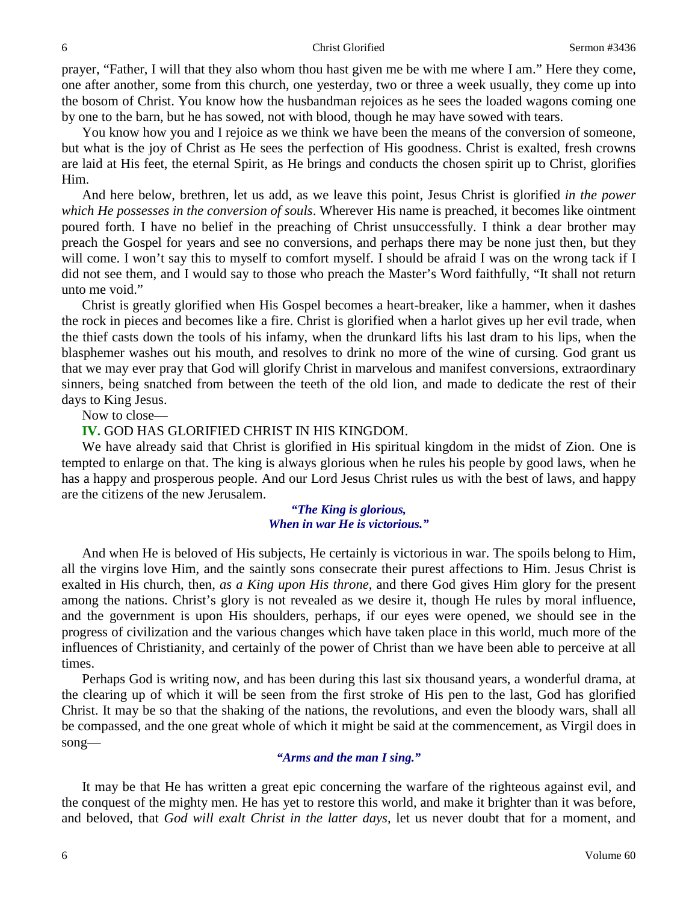prayer, "Father, I will that they also whom thou hast given me be with me where I am." Here they come, one after another, some from this church, one yesterday, two or three a week usually, they come up into the bosom of Christ. You know how the husbandman rejoices as he sees the loaded wagons coming one by one to the barn, but he has sowed, not with blood, though he may have sowed with tears.

You know how you and I rejoice as we think we have been the means of the conversion of someone, but what is the joy of Christ as He sees the perfection of His goodness. Christ is exalted, fresh crowns are laid at His feet, the eternal Spirit, as He brings and conducts the chosen spirit up to Christ, glorifies Him.

And here below, brethren, let us add, as we leave this point, Jesus Christ is glorified *in the power which He possesses in the conversion of souls*. Wherever His name is preached, it becomes like ointment poured forth. I have no belief in the preaching of Christ unsuccessfully. I think a dear brother may preach the Gospel for years and see no conversions, and perhaps there may be none just then, but they will come. I won't say this to myself to comfort myself. I should be afraid I was on the wrong tack if I did not see them, and I would say to those who preach the Master's Word faithfully, "It shall not return unto me void."

Christ is greatly glorified when His Gospel becomes a heart-breaker, like a hammer, when it dashes the rock in pieces and becomes like a fire. Christ is glorified when a harlot gives up her evil trade, when the thief casts down the tools of his infamy, when the drunkard lifts his last dram to his lips, when the blasphemer washes out his mouth, and resolves to drink no more of the wine of cursing. God grant us that we may ever pray that God will glorify Christ in marvelous and manifest conversions, extraordinary sinners, being snatched from between the teeth of the old lion, and made to dedicate the rest of their days to King Jesus.

Now to close—

**IV.** GOD HAS GLORIFIED CHRIST IN HIS KINGDOM.

We have already said that Christ is glorified in His spiritual kingdom in the midst of Zion. One is tempted to enlarge on that. The king is always glorious when he rules his people by good laws, when he has a happy and prosperous people. And our Lord Jesus Christ rules us with the best of laws, and happy are the citizens of the new Jerusalem.

> ***"The King is glorious,***
> ***When in war He is victorious."***

And when He is beloved of His subjects, He certainly is victorious in war. The spoils belong to Him, all the virgins love Him, and the saintly sons consecrate their purest affections to Him. Jesus Christ is exalted in His church, then, *as a King upon His throne,* and there God gives Him glory for the present among the nations. Christ's glory is not revealed as we desire it, though He rules by moral influence, and the government is upon His shoulders, perhaps, if our eyes were opened, we should see in the progress of civilization and the various changes which have taken place in this world, much more of the influences of Christianity, and certainly of the power of Christ than we have been able to perceive at all times.

Perhaps God is writing now, and has been during this last six thousand years, a wonderful drama, at the clearing up of which it will be seen from the first stroke of His pen to the last, God has glorified Christ. It may be so that the shaking of the nations, the revolutions, and even the bloody wars, shall all be compassed, and the one great whole of which it might be said at the commencement, as Virgil does in song—

> ***"Arms and the man I sing."***

It may be that He has written a great epic concerning the warfare of the righteous against evil, and the conquest of the mighty men. He has yet to restore this world, and make it brighter than it was before, and beloved, that *God will exalt Christ in the latter days,* let us never doubt that for a moment, and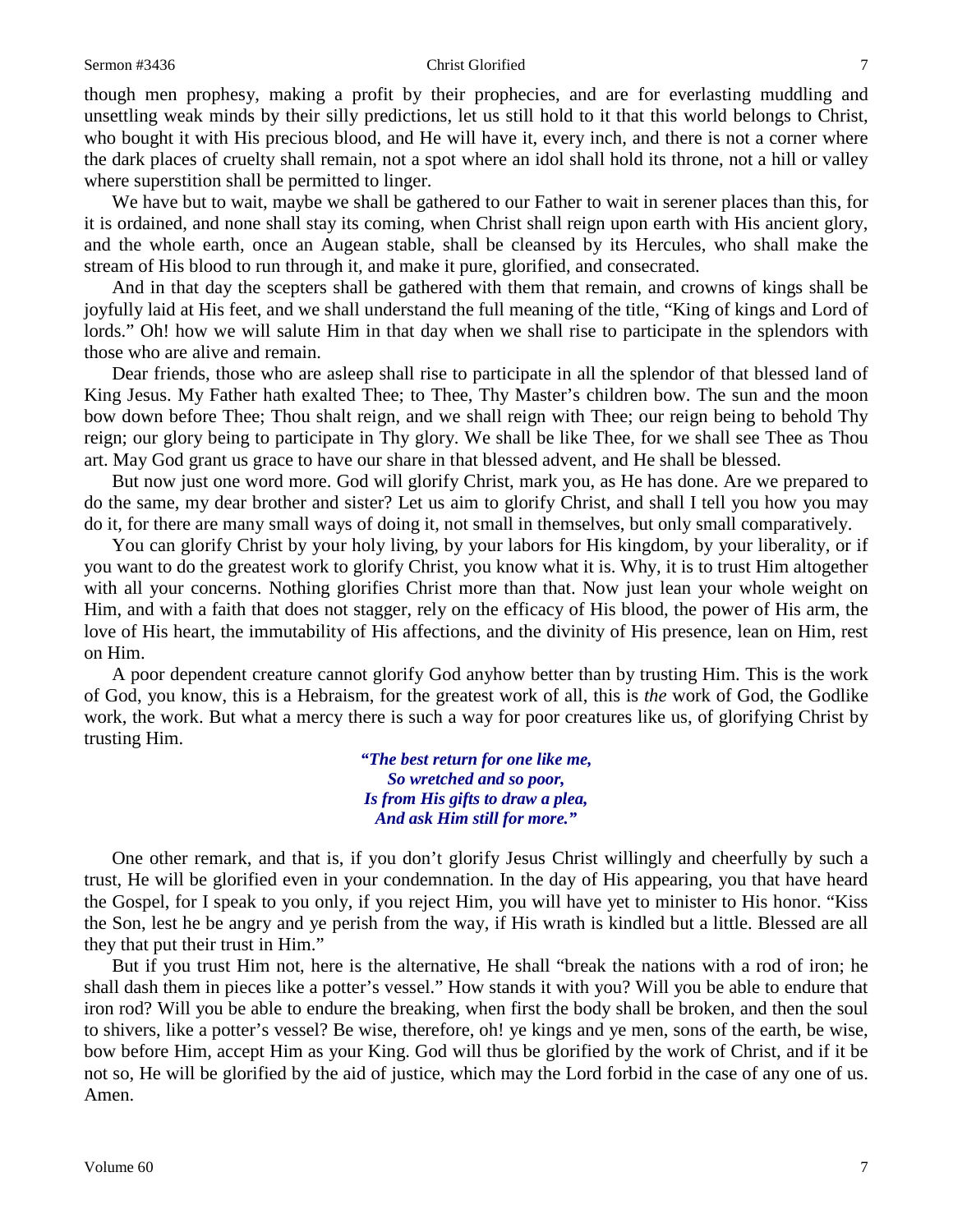though men prophesy, making a profit by their prophecies, and are for everlasting muddling and unsettling weak minds by their silly predictions, let us still hold to it that this world belongs to Christ, who bought it with His precious blood, and He will have it, every inch, and there is not a corner where the dark places of cruelty shall remain, not a spot where an idol shall hold its throne, not a hill or valley where superstition shall be permitted to linger.

We have but to wait, maybe we shall be gathered to our Father to wait in serener places than this, for it is ordained, and none shall stay its coming, when Christ shall reign upon earth with His ancient glory, and the whole earth, once an Augean stable, shall be cleansed by its Hercules, who shall make the stream of His blood to run through it, and make it pure, glorified, and consecrated.

And in that day the scepters shall be gathered with them that remain, and crowns of kings shall be joyfully laid at His feet, and we shall understand the full meaning of the title, "King of kings and Lord of lords." Oh! how we will salute Him in that day when we shall rise to participate in the splendors with those who are alive and remain.

Dear friends, those who are asleep shall rise to participate in all the splendor of that blessed land of King Jesus. My Father hath exalted Thee; to Thee, Thy Master's children bow. The sun and the moon bow down before Thee; Thou shalt reign, and we shall reign with Thee; our reign being to behold Thy reign; our glory being to participate in Thy glory. We shall be like Thee, for we shall see Thee as Thou art. May God grant us grace to have our share in that blessed advent, and He shall be blessed.

But now just one word more. God will glorify Christ, mark you, as He has done. Are we prepared to do the same, my dear brother and sister? Let us aim to glorify Christ, and shall I tell you how you may do it, for there are many small ways of doing it, not small in themselves, but only small comparatively.

You can glorify Christ by your holy living, by your labors for His kingdom, by your liberality, or if you want to do the greatest work to glorify Christ, you know what it is. Why, it is to trust Him altogether with all your concerns. Nothing glorifies Christ more than that. Now just lean your whole weight on Him, and with a faith that does not stagger, rely on the efficacy of His blood, the power of His arm, the love of His heart, the immutability of His affections, and the divinity of His presence, lean on Him, rest on Him.

A poor dependent creature cannot glorify God anyhow better than by trusting Him. This is the work of God, you know, this is a Hebraism, for the greatest work of all, this is *the* work of God, the Godlike work, the work. But what a mercy there is such a way for poor creatures like us, of glorifying Christ by trusting Him.

> ***"The best return for one like me,***
> ***So wretched and so poor,***
> ***Is from His gifts to draw a plea,***
> ***And ask Him still for more."***

One other remark, and that is, if you don't glorify Jesus Christ willingly and cheerfully by such a trust, He will be glorified even in your condemnation. In the day of His appearing, you that have heard the Gospel, for I speak to you only, if you reject Him, you will have yet to minister to His honor. "Kiss the Son, lest he be angry and ye perish from the way, if His wrath is kindled but a little. Blessed are all they that put their trust in Him."

But if you trust Him not, here is the alternative, He shall "break the nations with a rod of iron; he shall dash them in pieces like a potter's vessel." How stands it with you? Will you be able to endure that iron rod? Will you be able to endure the breaking, when first the body shall be broken, and then the soul to shivers, like a potter's vessel? Be wise, therefore, oh! ye kings and ye men, sons of the earth, be wise, bow before Him, accept Him as your King. God will thus be glorified by the work of Christ, and if it be not so, He will be glorified by the aid of justice, which may the Lord forbid in the case of any one of us. Amen.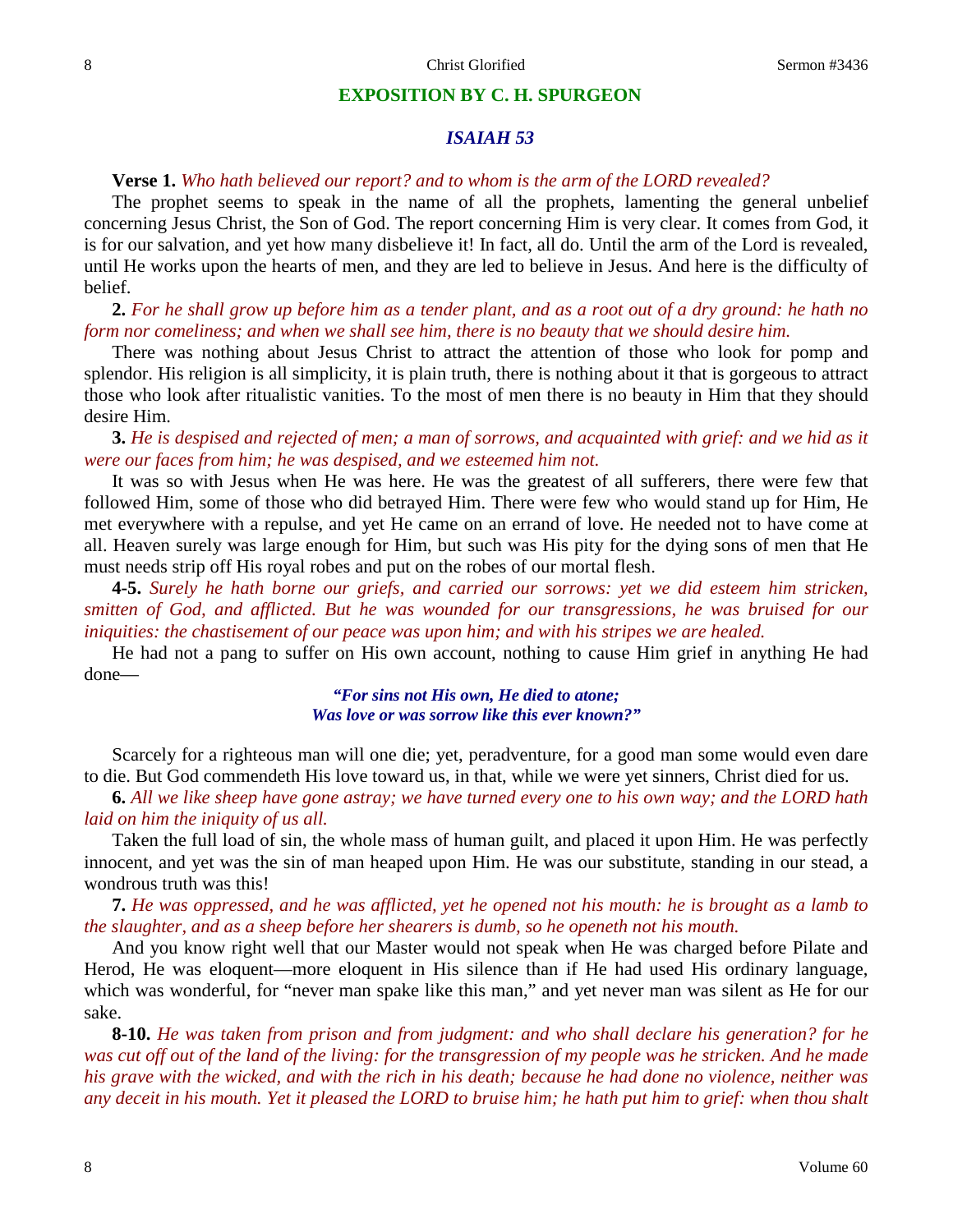## EXPOSITION BY C. H. SPURGEON

### *ISAIAH 53*

**Verse 1.** *Who hath believed our report? and to whom is the arm of the LORD revealed?*

The prophet seems to speak in the name of all the prophets, lamenting the general unbelief concerning Jesus Christ, the Son of God. The report concerning Him is very clear. It comes from God, it is for our salvation, and yet how many disbelieve it! In fact, all do. Until the arm of the Lord is revealed, until He works upon the hearts of men, and they are led to believe in Jesus. And here is the difficulty of belief.

**2.** *For he shall grow up before him as a tender plant, and as a root out of a dry ground: he hath no form nor comeliness; and when we shall see him, there is no beauty that we should desire him.*

There was nothing about Jesus Christ to attract the attention of those who look for pomp and splendor. His religion is all simplicity, it is plain truth, there is nothing about it that is gorgeous to attract those who look after ritualistic vanities. To the most of men there is no beauty in Him that they should desire Him.

**3.** *He is despised and rejected of men; a man of sorrows, and acquainted with grief: and we hid as it were our faces from him; he was despised, and we esteemed him not.*

It was so with Jesus when He was here. He was the greatest of all sufferers, there were few that followed Him, some of those who did betrayed Him. There were few who would stand up for Him, He met everywhere with a repulse, and yet He came on an errand of love. He needed not to have come at all. Heaven surely was large enough for Him, but such was His pity for the dying sons of men that He must needs strip off His royal robes and put on the robes of our mortal flesh.

**4-5.** *Surely he hath borne our griefs, and carried our sorrows: yet we did esteem him stricken, smitten of God, and afflicted. But he was wounded for our transgressions, he was bruised for our iniquities: the chastisement of our peace was upon him; and with his stripes we are healed.*

He had not a pang to suffer on His own account, nothing to cause Him grief in anything He had done—

> ***"For sins not His own, He died to atone;***
> ***Was love or was sorrow like this ever known?"***

Scarcely for a righteous man will one die; yet, peradventure, for a good man some would even dare to die. But God commendeth His love toward us, in that, while we were yet sinners, Christ died for us.

**6.** *All we like sheep have gone astray; we have turned every one to his own way; and the LORD hath laid on him the iniquity of us all.*

Taken the full load of sin, the whole mass of human guilt, and placed it upon Him. He was perfectly innocent, and yet was the sin of man heaped upon Him. He was our substitute, standing in our stead, a wondrous truth was this!

**7.** *He was oppressed, and he was afflicted, yet he opened not his mouth: he is brought as a lamb to the slaughter, and as a sheep before her shearers is dumb, so he openeth not his mouth.*

And you know right well that our Master would not speak when He was charged before Pilate and Herod, He was eloquent—more eloquent in His silence than if He had used His ordinary language, which was wonderful, for "never man spake like this man," and yet never man was silent as He for our sake.

**8-10.** *He was taken from prison and from judgment: and who shall declare his generation? for he was cut off out of the land of the living: for the transgression of my people was he stricken. And he made his grave with the wicked, and with the rich in his death; because he had done no violence, neither was any deceit in his mouth. Yet it pleased the LORD to bruise him; he hath put him to grief: when thou shalt*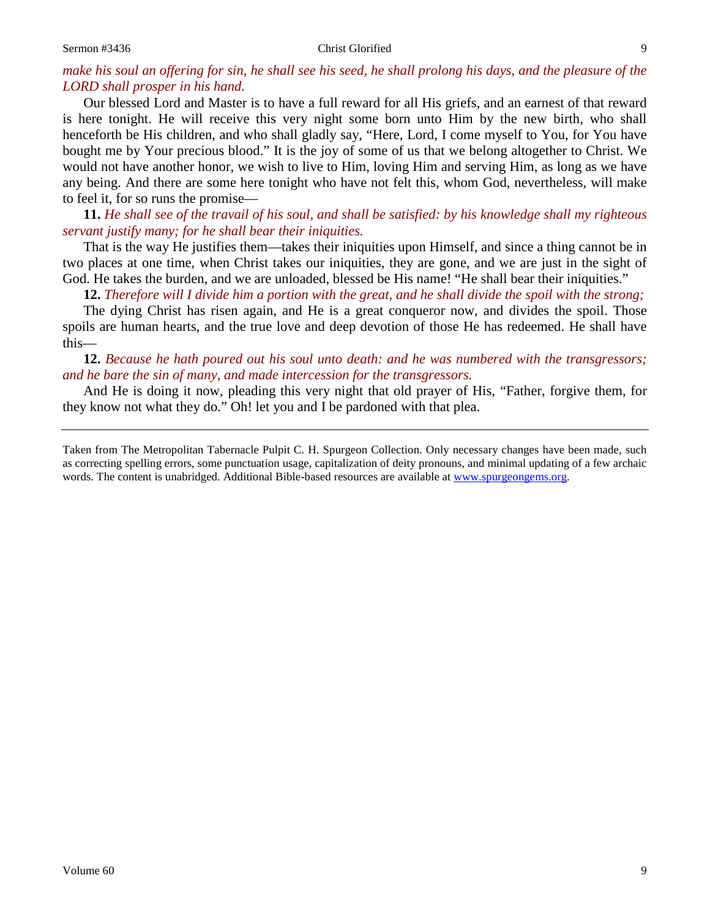*make his soul an offering for sin, he shall see his seed, he shall prolong his days, and the pleasure of the LORD shall prosper in his hand.*

Our blessed Lord and Master is to have a full reward for all His griefs, and an earnest of that reward is here tonight. He will receive this very night some born unto Him by the new birth, who shall henceforth be His children, and who shall gladly say, "Here, Lord, I come myself to You, for You have bought me by Your precious blood." It is the joy of some of us that we belong altogether to Christ. We would not have another honor, we wish to live to Him, loving Him and serving Him, as long as we have any being. And there are some here tonight who have not felt this, whom God, nevertheless, will make to feel it, for so runs the promise—

**11.** *He shall see of the travail of his soul, and shall be satisfied: by his knowledge shall my righteous servant justify many; for he shall bear their iniquities.*

That is the way He justifies them—takes their iniquities upon Himself, and since a thing cannot be in two places at one time, when Christ takes our iniquities, they are gone, and we are just in the sight of God. He takes the burden, and we are unloaded, blessed be His name! "He shall bear their iniquities."

**12.** *Therefore will I divide him a portion with the great, and he shall divide the spoil with the strong;*

The dying Christ has risen again, and He is a great conqueror now, and divides the spoil. Those spoils are human hearts, and the true love and deep devotion of those He has redeemed. He shall have this—

**12.** *Because he hath poured out his soul unto death: and he was numbered with the transgressors; and he bare the sin of many, and made intercession for the transgressors.*

And He is doing it now, pleading this very night that old prayer of His, "Father, forgive them, for they know not what they do." Oh! let you and I be pardoned with that plea.

---

Taken from The Metropolitan Tabernacle Pulpit C. H. Spurgeon Collection. Only necessary changes have been made, such as correcting spelling errors, some punctuation usage, capitalization of deity pronouns, and minimal updating of a few archaic words. The content is unabridged. Additional Bible-based resources are available at www.spurgeongems.org.